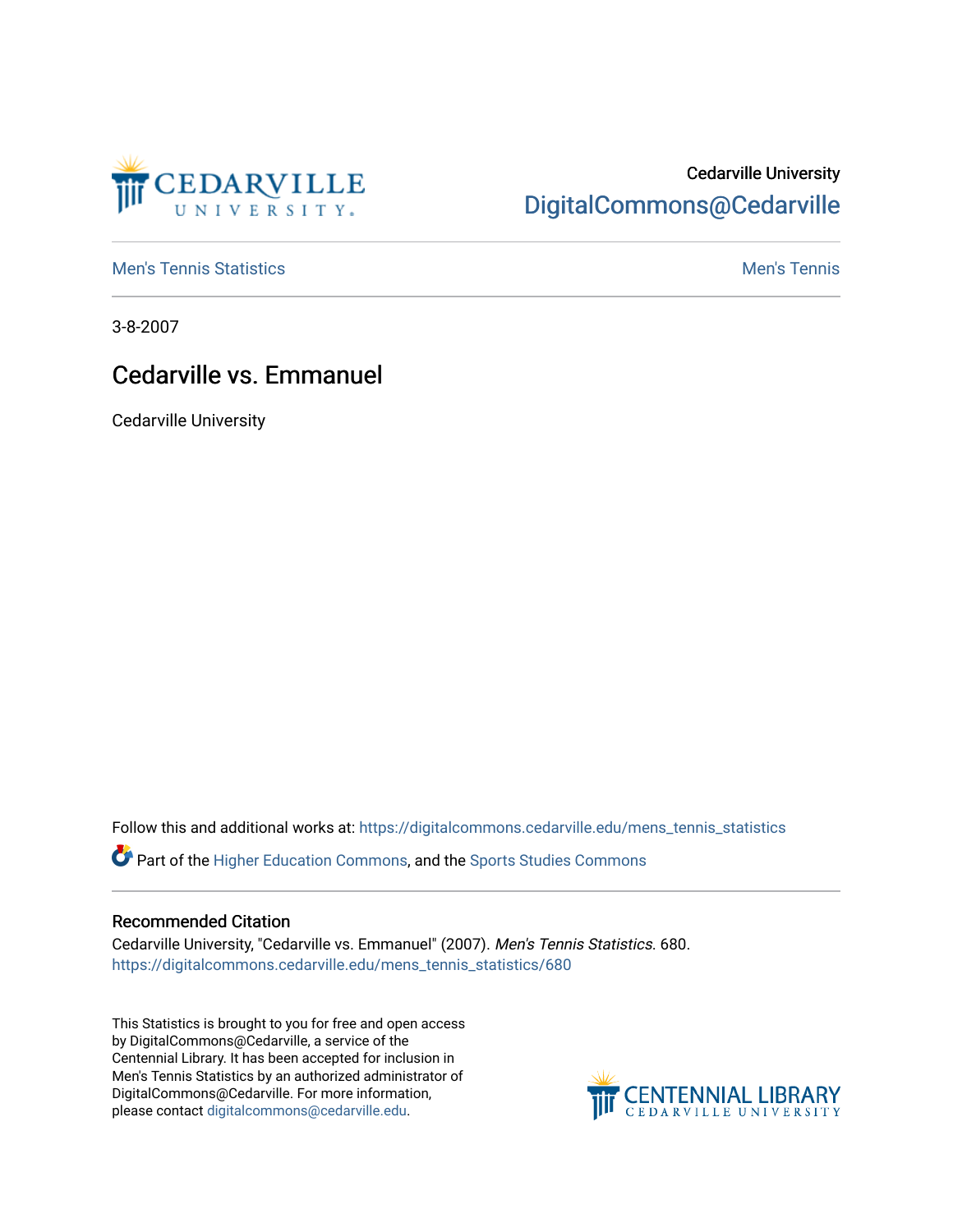Cedarville University
DigitalCommons@Cedarville

Men's Tennis Statistics | Men's Tennis

3-8-2007

# Cedarville vs. Emmanuel

Cedarville University

Follow this and additional works at: https://digitalcommons.cedarville.edu/mens_tennis_statistics

Part of the Higher Education Commons, and the Sports Studies Commons

## Recommended Citation

Cedarville University, "Cedarville vs. Emmanuel" (2007). *Men's Tennis Statistics*. 680.
https://digitalcommons.cedarville.edu/mens_tennis_statistics/680

This Statistics is brought to you for free and open access by DigitalCommons@Cedarville, a service of the Centennial Library. It has been accepted for inclusion in Men's Tennis Statistics by an authorized administrator of DigitalCommons@Cedarville. For more information, please contact digitalcommons@cedarville.edu.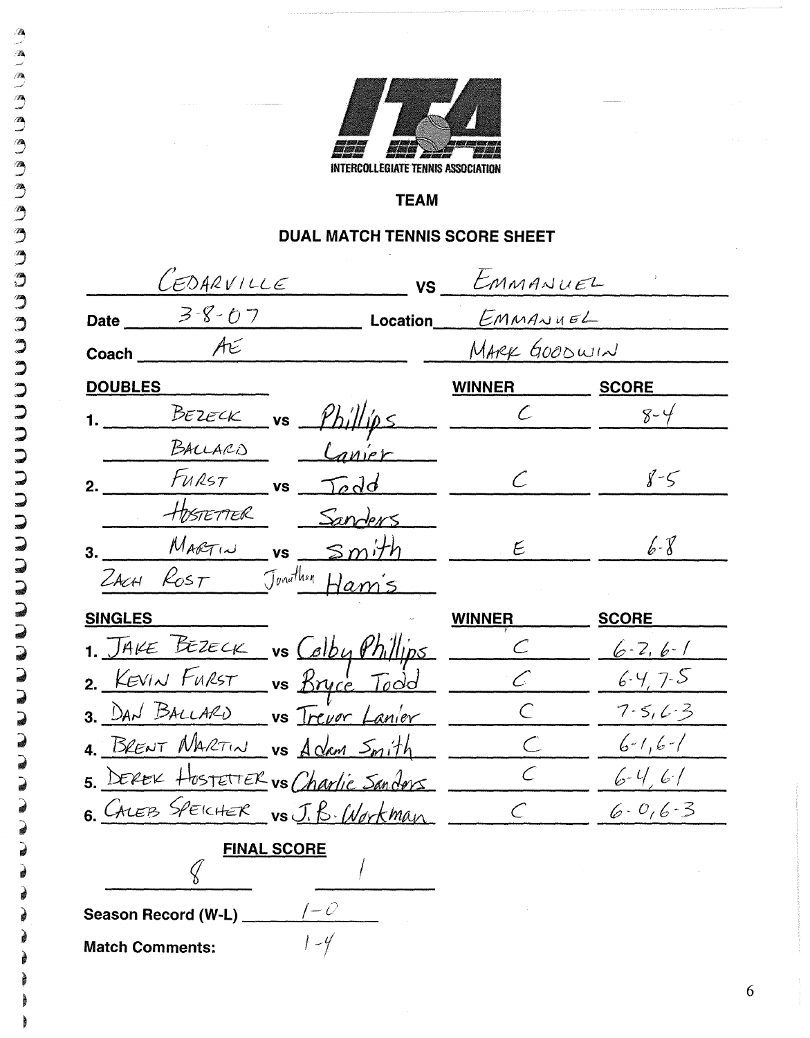**INTERCOLLEGIATE TENNIS ASSOCIATION**

## TEAM

## DUAL MATCH TENNIS SCORE SHEET

CEDARVILLE vs EMMANUEL

**Date** 3-8-07 **Location** EMMANUEL

**Coach** AE MARK GOODWIN

**DOUBLES**

| | | | WINNER | SCORE |
|---|---|---|---|---|
| 1. | BEZECK / BALLARD | vs Phillips / Lanier | C | 8-4 |
| 2. | FURST / HOSTETTER | vs Todd / Sanders | C | 8-5 |
| 3. | MARTIN / ZACH ROST | vs Smith / Jonathan Harris | E | 6-8 |

**SINGLES**

| | | | WINNER | SCORE |
|---|---|---|---|---|
| 1. | JAKE BEZECK | vs Colby Phillips | C | 6-2, 6-1 |
| 2. | KEVIN FURST | vs Bryce Todd | C | 6-4, 7-5 |
| 3. | DAN BALLARD | vs Trevor Lanier | C | 7-5, 6-3 |
| 4. | BRENT MARTIN | vs Adam Smith | C | 6-1, 6-1 |
| 5. | DEREK HOSTETTER | vs Charlie Sanders | C | 6-4, 6-1 |
| 6. | CALEB SPEICHER | vs J.B. Workman | C | 6-0, 6-3 |

**FINAL SCORE**

8 1

**Season Record (W-L)** 1-0

**Match Comments:** 1-4